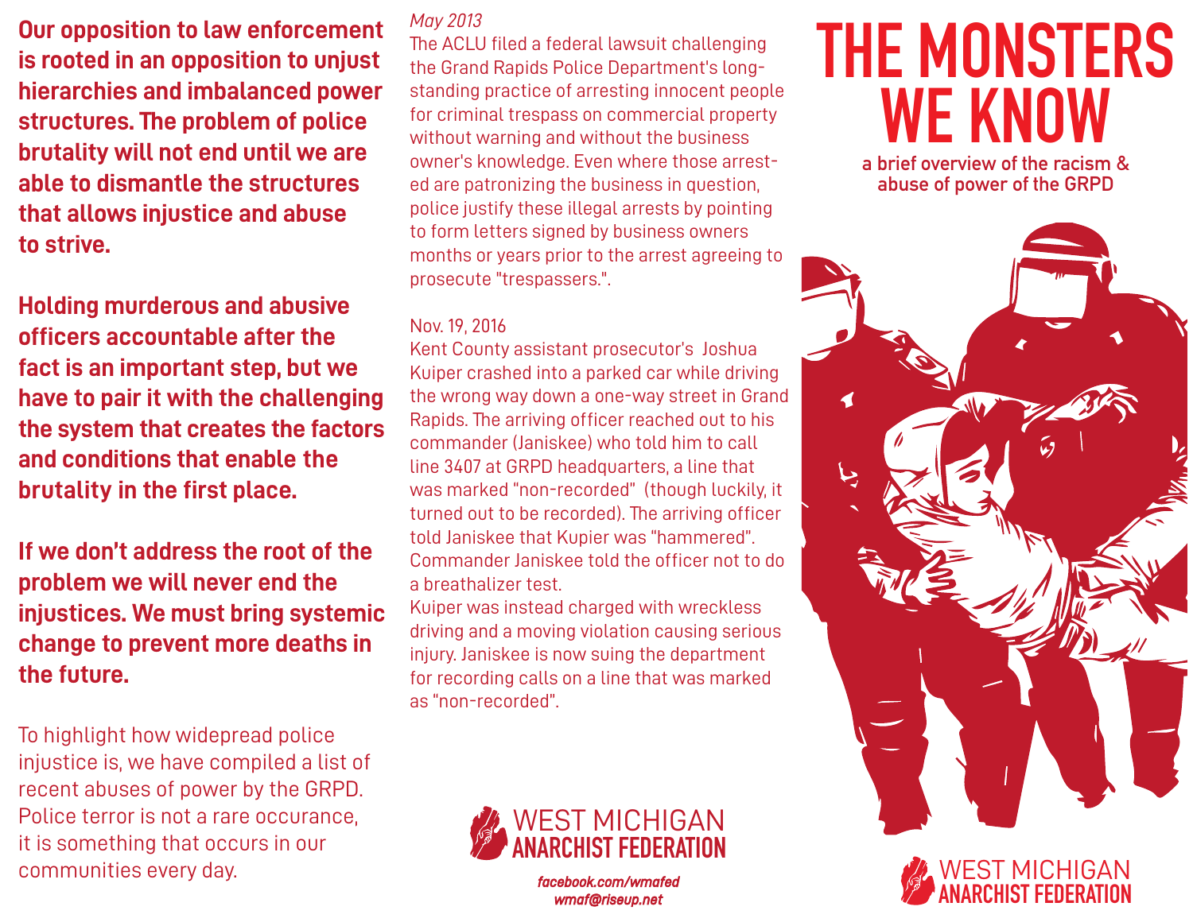**Our opposition to law enforcement is rooted in an opposition to unjust hierarchies and imbalanced power structures. The problem of police brutality will not end until we are able to dismantle the structures that allows injustice and abuse to strive.**

**Holding murderous and abusive officers accountable after the fact is an important step, but we have to pair it with the challenging the system that creates the factors and conditions that enable the brutality in the first place.**

**If we don't address the root of the problem we will never end the injustices. We must bring systemic change to prevent more deaths in the future.**

To highlight how widepread police injustice is, we have compiled a list of recent abuses of power by the GRPD. Police terror is not a rare occurance, it is something that occurs in our communities every day.

*May 2013*

The ACLU filed a federal lawsuit challenging the Grand Rapids Police Department's long-standing practice of arresting innocent people for criminal trespass on commercial property without warning and without the business owner's knowledge. Even where those arrested are patronizing the business in question, police justify these illegal arrests by pointing to form letters signed by business owners months or years prior to the arrest agreeing to prosecute "trespassers.".

Nov. 19, 2016

Kent County assistant prosecutor's Joshua Kuiper crashed into a parked car while driving the wrong way down a one-way street in Grand Rapids. The arriving officer reached out to his commander (Janiskee) who told him to call line 3407 at GRPD headquarters, a line that was marked "non-recorded" (though luckily, it turned out to be recorded). The arriving officer told Janiskee that Kupier was "hammered". Commander Janiskee told the officer not to do a breathalizer test.

Kuiper was instead charged with wreckless driving and a moving violation causing serious injury. Janiskee is now suing the department for recording calls on a line that was marked as "non-recorded".

WEST MICHIGAN
**ANARCHIST FEDERATION**

***facebook.com/wmafed***
***wmaf@riseup.net***

# THE MONSTERS WE KNOW

a brief overview of the racism & abuse of power of the GRPD

WEST MICHIGAN
**ANARCHIST FEDERATION**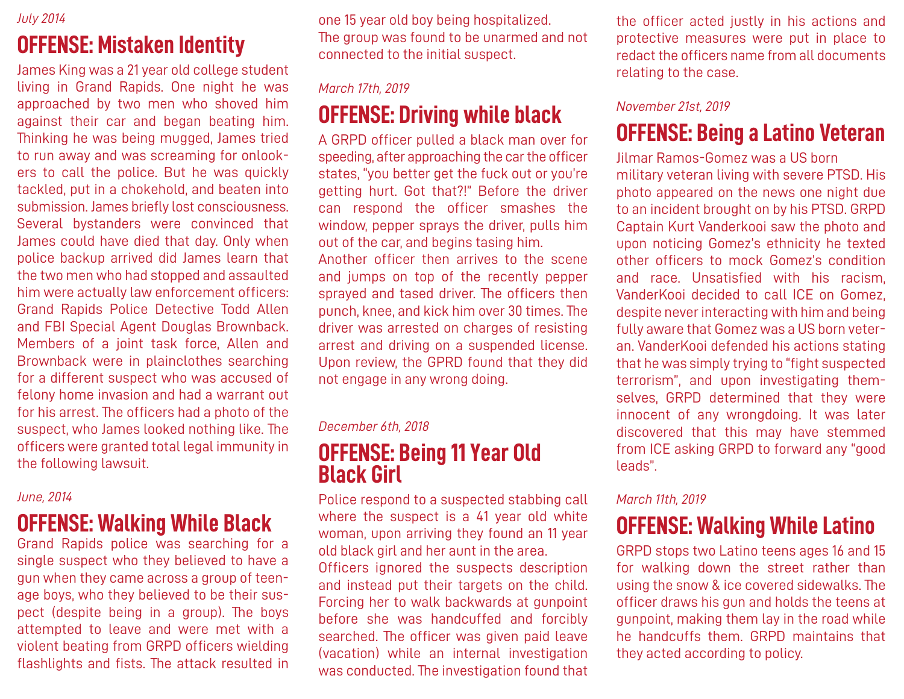*July 2014*

## OFFENSE: Mistaken Identity

James King was a 21 year old college student living in Grand Rapids. One night he was approached by two men who shoved him against their car and began beating him. Thinking he was being mugged, James tried to run away and was screaming for onlookers to call the police. But he was quickly tackled, put in a chokehold, and beaten into submission. James briefly lost consciousness. Several bystanders were convinced that James could have died that day. Only when police backup arrived did James learn that the two men who had stopped and assaulted him were actually law enforcement officers: Grand Rapids Police Detective Todd Allen and FBI Special Agent Douglas Brownback. Members of a joint task force, Allen and Brownback were in plainclothes searching for a different suspect who was accused of felony home invasion and had a warrant out for his arrest. The officers had a photo of the suspect, who James looked nothing like. The officers were granted total legal immunity in the following lawsuit.

*June, 2014*

## OFFENSE: Walking While Black

Grand Rapids police was searching for a single suspect who they believed to have a gun when they came across a group of teenage boys, who they believed to be their suspect (despite being in a group). The boys attempted to leave and were met with a violent beating from GRPD officers wielding flashlights and fists. The attack resulted in one 15 year old boy being hospitalized.
The group was found to be unarmed and not connected to the initial suspect.

*March 17th, 2019*

## OFFENSE: Driving while black

A GRPD officer pulled a black man over for speeding, after approaching the car the officer states, "you better get the fuck out or you're getting hurt. Got that?!" Before the driver can respond the officer smashes the window, pepper sprays the driver, pulls him out of the car, and begins tasing him.
Another officer then arrives to the scene and jumps on top of the recently pepper sprayed and tased driver. The officers then punch, knee, and kick him over 30 times. The driver was arrested on charges of resisting arrest and driving on a suspended license. Upon review, the GPRD found that they did not engage in any wrong doing.

*December 6th, 2018*

## OFFENSE: Being 11 Year Old Black Girl

Police respond to a suspected stabbing call where the suspect is a 41 year old white woman, upon arriving they found an 11 year old black girl and her aunt in the area.
Officers ignored the suspects description and instead put their targets on the child. Forcing her to walk backwards at gunpoint before she was handcuffed and forcibly searched. The officer was given paid leave (vacation) while an internal investigation was conducted. The investigation found that the officer acted justly in his actions and protective measures were put in place to redact the officers name from all documents relating to the case.

*November 21st, 2019*

## OFFENSE: Being a Latino Veteran

Jilmar Ramos-Gomez was a US born military veteran living with severe PTSD. His photo appeared on the news one night due to an incident brought on by his PTSD. GRPD Captain Kurt Vanderkooi saw the photo and upon noticing Gomez's ethnicity he texted other officers to mock Gomez's condition and race. Unsatisfied with his racism, VanderKooi decided to call ICE on Gomez, despite never interacting with him and being fully aware that Gomez was a US born veteran. VanderKooi defended his actions stating that he was simply trying to "fight suspected terrorism", and upon investigating themselves, GRPD determined that they were innocent of any wrongdoing. It was later discovered that this may have stemmed from ICE asking GRPD to forward any "good leads".

*March 11th, 2019*

## OFFENSE: Walking While Latino

GRPD stops two Latino teens ages 16 and 15 for walking down the street rather than using the snow & ice covered sidewalks. The officer draws his gun and holds the teens at gunpoint, making them lay in the road while he handcuffs them. GRPD maintains that they acted according to policy.